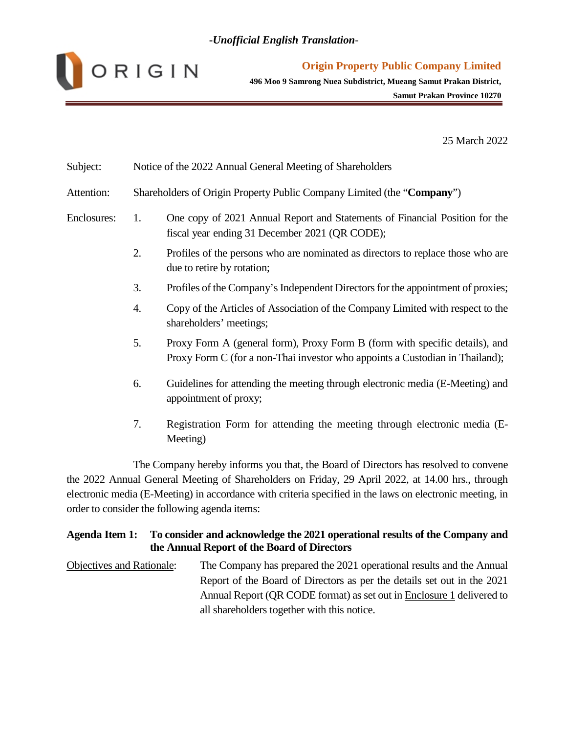*-Unofficial English Translation-*

**Origin Property Public Company Limited**

**496 Moo 9 Samrong Nuea Subdistrict, Mueang Samut Prakan District,**
**Samut Prakan Province 10270**

25 March 2022

Subject: Notice of the 2022 Annual General Meeting of Shareholders

Attention: Shareholders of Origin Property Public Company Limited (the "**Company**")

Enclosures:

1. One copy of 2021 Annual Report and Statements of Financial Position for the fiscal year ending 31 December 2021 (QR CODE);
2. Profiles of the persons who are nominated as directors to replace those who are due to retire by rotation;
3. Profiles of the Company's Independent Directors for the appointment of proxies;
4. Copy of the Articles of Association of the Company Limited with respect to the shareholders' meetings;
5. Proxy Form A (general form), Proxy Form B (form with specific details), and Proxy Form C (for a non-Thai investor who appoints a Custodian in Thailand);
6. Guidelines for attending the meeting through electronic media (E-Meeting) and appointment of proxy;
7. Registration Form for attending the meeting through electronic media (E-Meeting)

The Company hereby informs you that, the Board of Directors has resolved to convene the 2022 Annual General Meeting of Shareholders on Friday, 29 April 2022, at 14.00 hrs., through electronic media (E-Meeting) in accordance with criteria specified in the laws on electronic meeting, in order to consider the following agenda items:

**Agenda Item 1: To consider and acknowledge the 2021 operational results of the Company and the Annual Report of the Board of Directors**

Objectives and Rationale: The Company has prepared the 2021 operational results and the Annual Report of the Board of Directors as per the details set out in the 2021 Annual Report (QR CODE format) as set out in Enclosure 1 delivered to all shareholders together with this notice.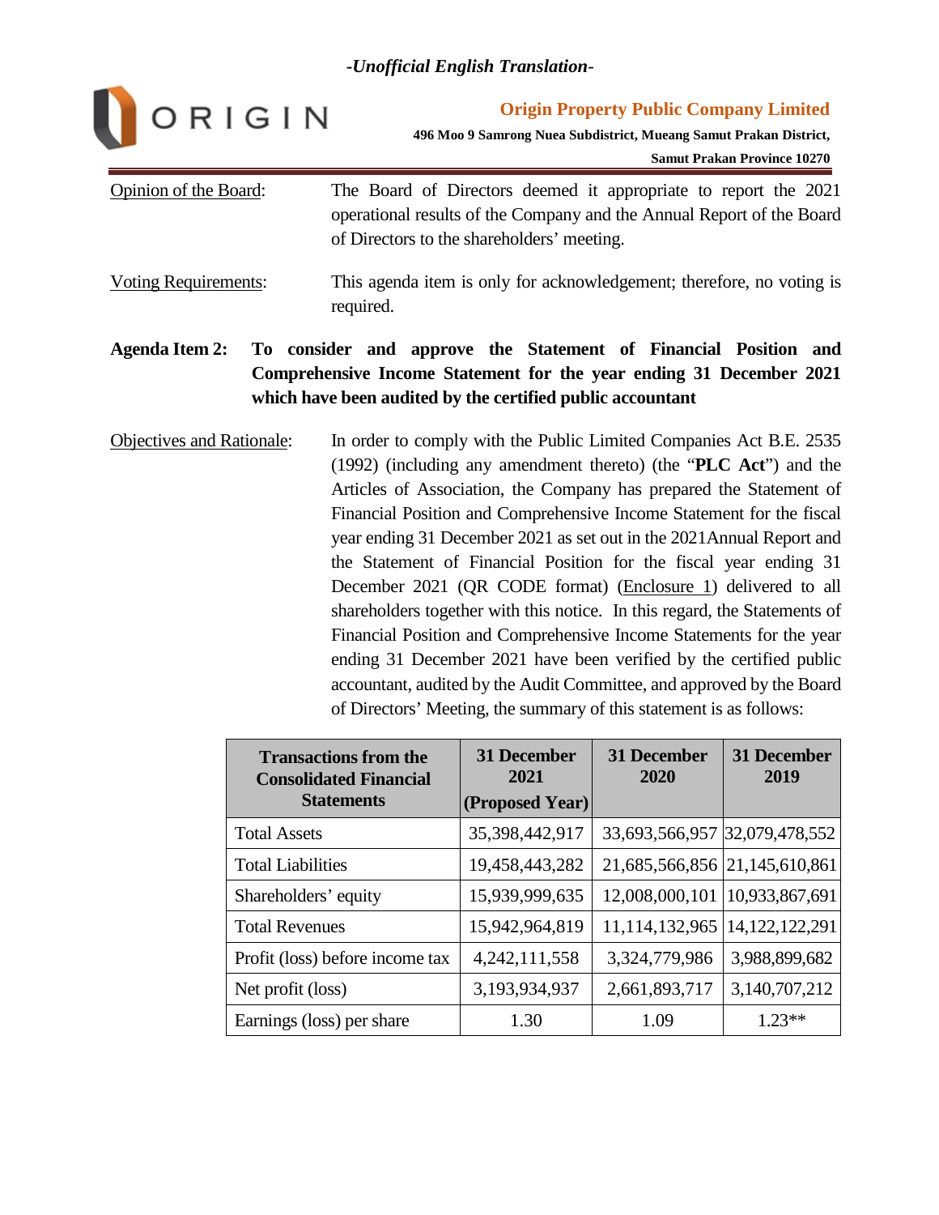*-Unofficial English Translation-*

**Origin Property Public Company Limited**

**496 Moo 9 Samrong Nuea Subdistrict, Mueang Samut Prakan District, Samut Prakan Province 10270**

Opinion of the Board: The Board of Directors deemed it appropriate to report the 2021 operational results of the Company and the Annual Report of the Board of Directors to the shareholders' meeting.

Voting Requirements: This agenda item is only for acknowledgement; therefore, no voting is required.

**Agenda Item 2: To consider and approve the Statement of Financial Position and Comprehensive Income Statement for the year ending 31 December 2021 which have been audited by the certified public accountant**

Objectives and Rationale: In order to comply with the Public Limited Companies Act B.E. 2535 (1992) (including any amendment thereto) (the "**PLC Act**") and the Articles of Association, the Company has prepared the Statement of Financial Position and Comprehensive Income Statement for the fiscal year ending 31 December 2021 as set out in the 2021Annual Report and the Statement of Financial Position for the fiscal year ending 31 December 2021 (QR CODE format) (Enclosure 1) delivered to all shareholders together with this notice. In this regard, the Statements of Financial Position and Comprehensive Income Statements for the year ending 31 December 2021 have been verified by the certified public accountant, audited by the Audit Committee, and approved by the Board of Directors' Meeting, the summary of this statement is as follows:

| Transactions from the Consolidated Financial Statements | 31 December 2021 (Proposed Year) | 31 December 2020 | 31 December 2019 |
|---|---|---|---|
| Total Assets | 35,398,442,917 | 33,693,566,957 | 32,079,478,552 |
| Total Liabilities | 19,458,443,282 | 21,685,566,856 | 21,145,610,861 |
| Shareholders' equity | 15,939,999,635 | 12,008,000,101 | 10,933,867,691 |
| Total Revenues | 15,942,964,819 | 11,114,132,965 | 14,122,122,291 |
| Profit (loss) before income tax | 4,242,111,558 | 3,324,779,986 | 3,988,899,682 |
| Net profit (loss) | 3,193,934,937 | 2,661,893,717 | 3,140,707,212 |
| Earnings (loss) per share | 1.30 | 1.09 | 1.23** |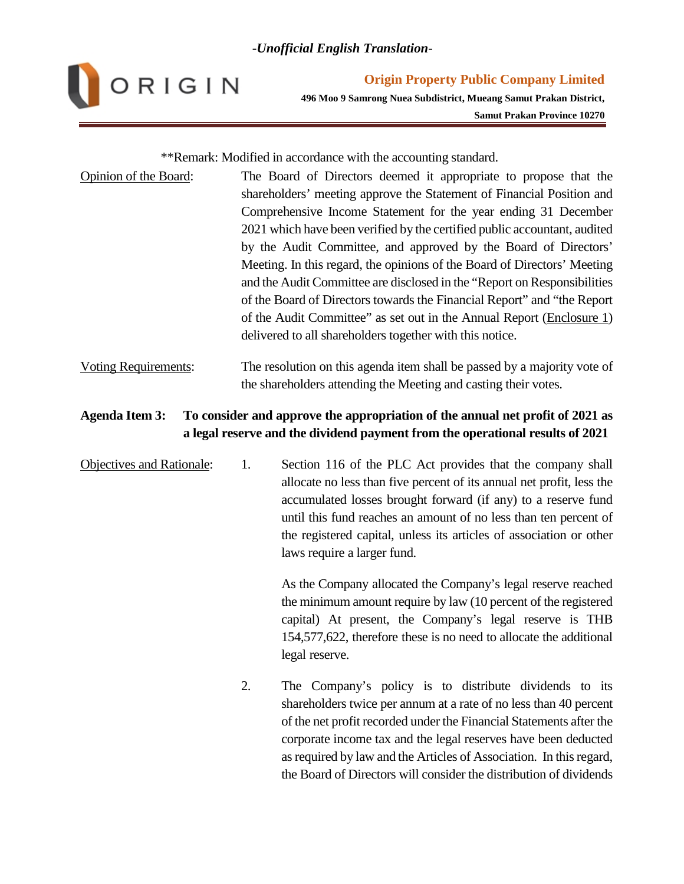**Remark: Modified in accordance with the accounting standard.

Opinion of the Board: The Board of Directors deemed it appropriate to propose that the shareholders' meeting approve the Statement of Financial Position and Comprehensive Income Statement for the year ending 31 December 2021 which have been verified by the certified public accountant, audited by the Audit Committee, and approved by the Board of Directors' Meeting. In this regard, the opinions of the Board of Directors' Meeting and the Audit Committee are disclosed in the "Report on Responsibilities of the Board of Directors towards the Financial Report" and "the Report of the Audit Committee" as set out in the Annual Report (Enclosure 1) delivered to all shareholders together with this notice.

Voting Requirements: The resolution on this agenda item shall be passed by a majority vote of the shareholders attending the Meeting and casting their votes.

**Agenda Item 3: To consider and approve the appropriation of the annual net profit of 2021 as a legal reserve and the dividend payment from the operational results of 2021**

Objectives and Rationale:

1. Section 116 of the PLC Act provides that the company shall allocate no less than five percent of its annual net profit, less the accumulated losses brought forward (if any) to a reserve fund until this fund reaches an amount of no less than ten percent of the registered capital, unless its articles of association or other laws require a larger fund.

   As the Company allocated the Company's legal reserve reached the minimum amount require by law (10 percent of the registered capital) At present, the Company's legal reserve is THB 154,577,622, therefore these is no need to allocate the additional legal reserve.

2. The Company's policy is to distribute dividends to its shareholders twice per annum at a rate of no less than 40 percent of the net profit recorded under the Financial Statements after the corporate income tax and the legal reserves have been deducted as required by law and the Articles of Association. In this regard, the Board of Directors will consider the distribution of dividends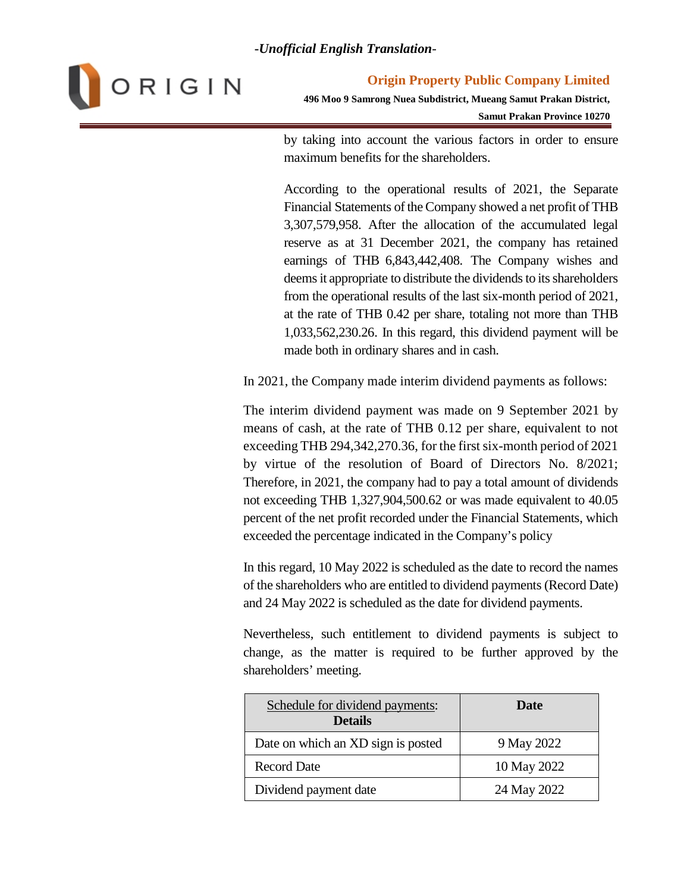by taking into account the various factors in order to ensure maximum benefits for the shareholders.

According to the operational results of 2021, the Separate Financial Statements of the Company showed a net profit of THB 3,307,579,958. After the allocation of the accumulated legal reserve as at 31 December 2021, the company has retained earnings of THB 6,843,442,408. The Company wishes and deems it appropriate to distribute the dividends to its shareholders from the operational results of the last six-month period of 2021, at the rate of THB 0.42 per share, totaling not more than THB 1,033,562,230.26. In this regard, this dividend payment will be made both in ordinary shares and in cash.

In 2021, the Company made interim dividend payments as follows:

The interim dividend payment was made on 9 September 2021 by means of cash, at the rate of THB 0.12 per share, equivalent to not exceeding THB 294,342,270.36, for the first six-month period of 2021 by virtue of the resolution of Board of Directors No. 8/2021; Therefore, in 2021, the company had to pay a total amount of dividends not exceeding THB 1,327,904,500.62 or was made equivalent to 40.05 percent of the net profit recorded under the Financial Statements, which exceeded the percentage indicated in the Company's policy

In this regard, 10 May 2022 is scheduled as the date to record the names of the shareholders who are entitled to dividend payments (Record Date) and 24 May 2022 is scheduled as the date for dividend payments.

Nevertheless, such entitlement to dividend payments is subject to change, as the matter is required to be further approved by the shareholders' meeting.

| Schedule for dividend payments: **Details** | **Date** |
| --- | --- |
| Date on which an XD sign is posted | 9 May 2022 |
| Record Date | 10 May 2022 |
| Dividend payment date | 24 May 2022 |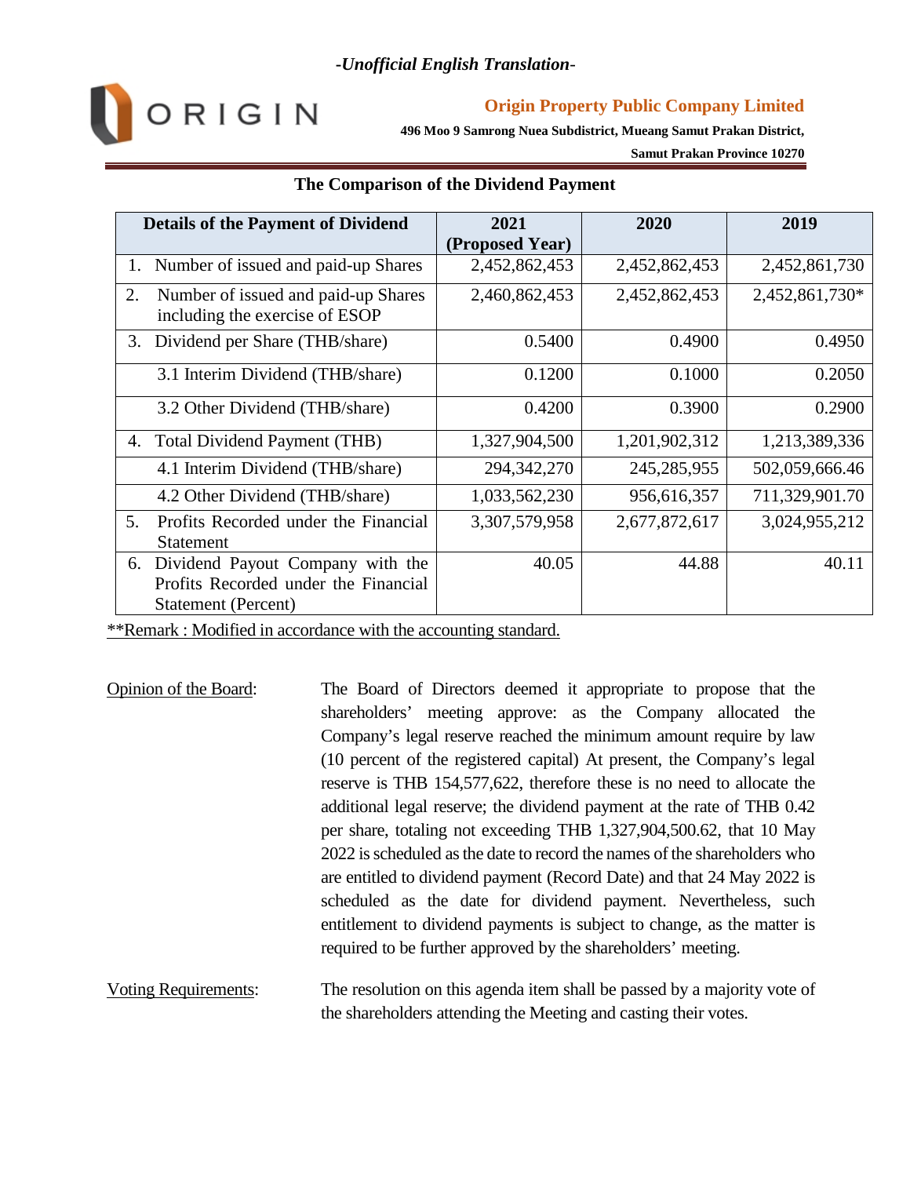*-Unofficial English Translation-*

ORIGIN

**Origin Property Public Company Limited**

**496 Moo 9 Samrong Nuea Subdistrict, Mueang Samut Prakan District,**

**Samut Prakan Province 10270**

**The Comparison of the Dividend Payment**

| Details of the Payment of Dividend | 2021 (Proposed Year) | 2020 | 2019 |
|---|---|---|---|
| 1. Number of issued and paid-up Shares | 2,452,862,453 | 2,452,862,453 | 2,452,861,730 |
| 2. Number of issued and paid-up Shares including the exercise of ESOP | 2,460,862,453 | 2,452,862,453 | 2,452,861,730* |
| 3. Dividend per Share (THB/share) | 0.5400 | 0.4900 | 0.4950 |
| 3.1 Interim Dividend (THB/share) | 0.1200 | 0.1000 | 0.2050 |
| 3.2 Other Dividend (THB/share) | 0.4200 | 0.3900 | 0.2900 |
| 4. Total Dividend Payment (THB) | 1,327,904,500 | 1,201,902,312 | 1,213,389,336 |
| 4.1 Interim Dividend (THB/share) | 294,342,270 | 245,285,955 | 502,059,666.46 |
| 4.2 Other Dividend (THB/share) | 1,033,562,230 | 956,616,357 | 711,329,901.70 |
| 5. Profits Recorded under the Financial Statement | 3,307,579,958 | 2,677,872,617 | 3,024,955,212 |
| 6. Dividend Payout Company with the Profits Recorded under the Financial Statement (Percent) | 40.05 | 44.88 | 40.11 |

**Remark : Modified in accordance with the accounting standard.

Opinion of the Board: The Board of Directors deemed it appropriate to propose that the shareholders' meeting approve: as the Company allocated the Company's legal reserve reached the minimum amount require by law (10 percent of the registered capital) At present, the Company's legal reserve is THB 154,577,622, therefore these is no need to allocate the additional legal reserve; the dividend payment at the rate of THB 0.42 per share, totaling not exceeding THB 1,327,904,500.62, that 10 May 2022 is scheduled as the date to record the names of the shareholders who are entitled to dividend payment (Record Date) and that 24 May 2022 is scheduled as the date for dividend payment. Nevertheless, such entitlement to dividend payments is subject to change, as the matter is required to be further approved by the shareholders' meeting.

Voting Requirements: The resolution on this agenda item shall be passed by a majority vote of the shareholders attending the Meeting and casting their votes.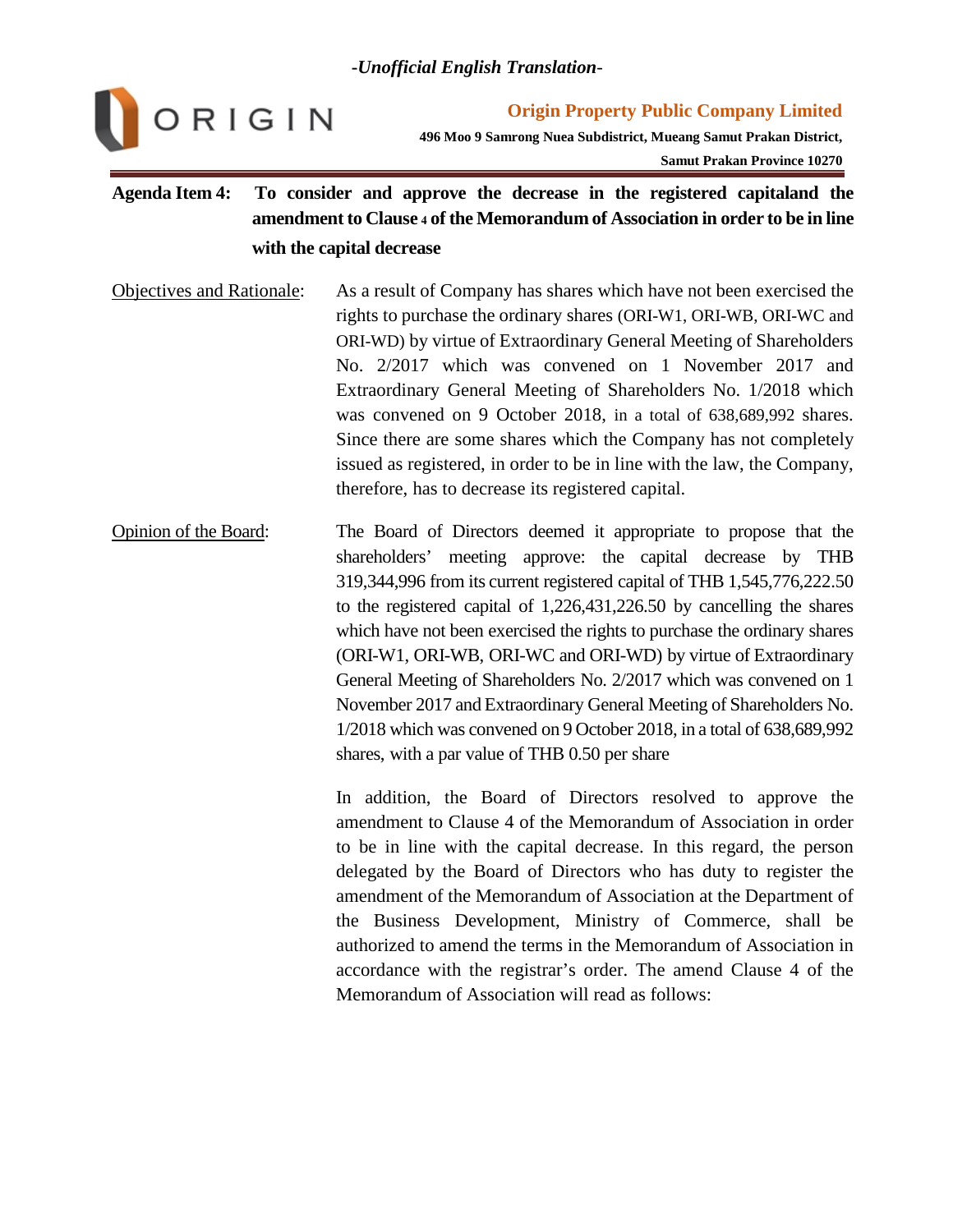*-Unofficial English Translation-*

**Origin Property Public Company Limited**

**496 Moo 9 Samrong Nuea Subdistrict, Mueang Samut Prakan District, Samut Prakan Province 10270**

**Agenda Item 4: To consider and approve the decrease in the registered capitaland the amendment to Clause 4 of the Memorandum of Association in order to be in line with the capital decrease**

Objectives and Rationale: As a result of Company has shares which have not been exercised the rights to purchase the ordinary shares (ORI-W1, ORI-WB, ORI-WC and ORI-WD) by virtue of Extraordinary General Meeting of Shareholders No. 2/2017 which was convened on 1 November 2017 and Extraordinary General Meeting of Shareholders No. 1/2018 which was convened on 9 October 2018, in a total of 638,689,992 shares. Since there are some shares which the Company has not completely issued as registered, in order to be in line with the law, the Company, therefore, has to decrease its registered capital.

Opinion of the Board: The Board of Directors deemed it appropriate to propose that the shareholders' meeting approve: the capital decrease by THB 319,344,996 from its current registered capital of THB 1,545,776,222.50 to the registered capital of 1,226,431,226.50 by cancelling the shares which have not been exercised the rights to purchase the ordinary shares (ORI-W1, ORI-WB, ORI-WC and ORI-WD) by virtue of Extraordinary General Meeting of Shareholders No. 2/2017 which was convened on 1 November 2017 and Extraordinary General Meeting of Shareholders No. 1/2018 which was convened on 9 October 2018, in a total of 638,689,992 shares, with a par value of THB 0.50 per share

In addition, the Board of Directors resolved to approve the amendment to Clause 4 of the Memorandum of Association in order to be in line with the capital decrease. In this regard, the person delegated by the Board of Directors who has duty to register the amendment of the Memorandum of Association at the Department of the Business Development, Ministry of Commerce, shall be authorized to amend the terms in the Memorandum of Association in accordance with the registrar's order. The amend Clause 4 of the Memorandum of Association will read as follows: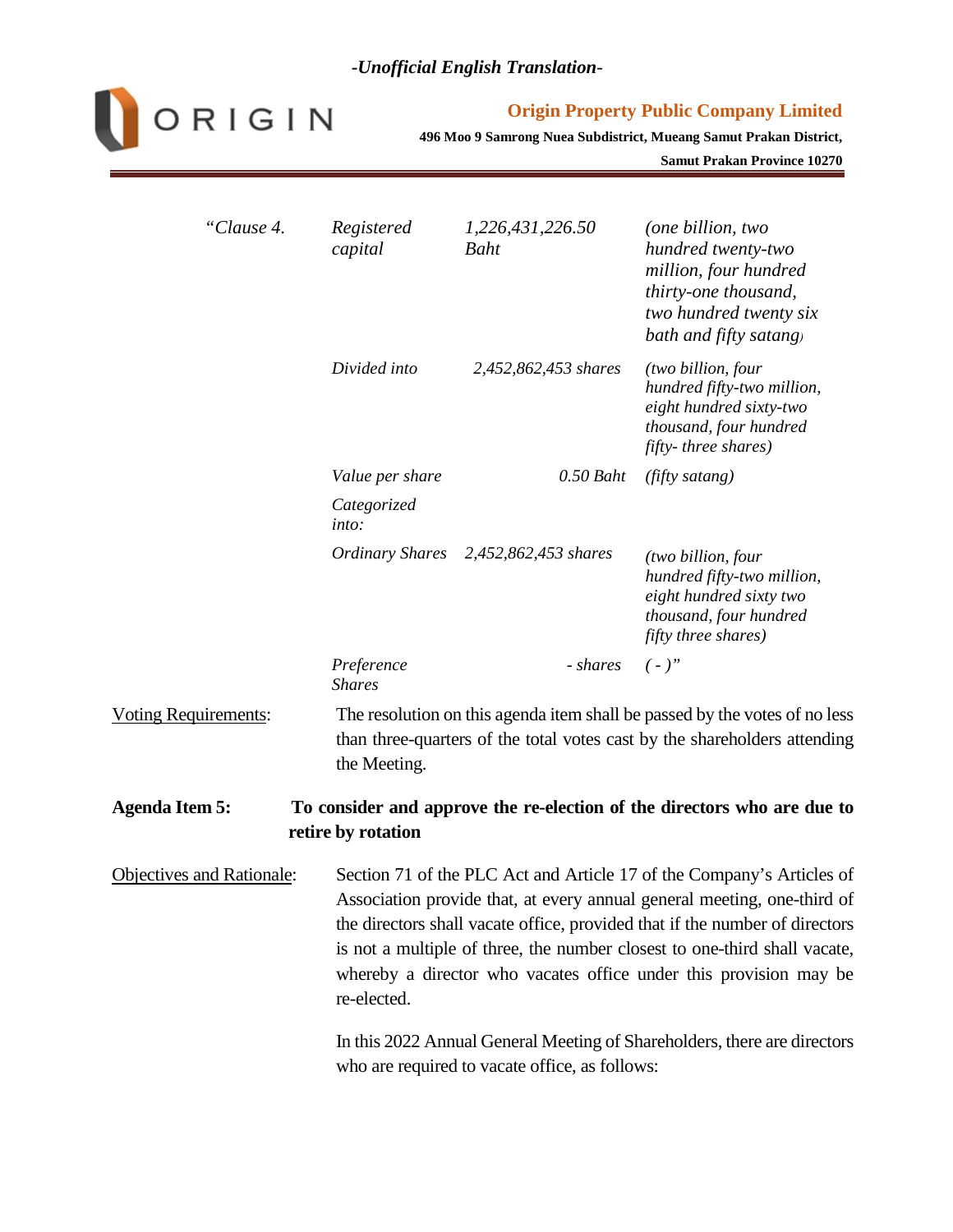*-Unofficial English Translation-*

**Origin Property Public Company Limited**

**496 Moo 9 Samrong Nuea Subdistrict, Mueang Samut Prakan District, Samut Prakan Province 10270**

| *"Clause 4.* | *Registered capital* | *1,226,431,226.50 Baht* | *(one billion, two hundred twenty-two million, four hundred thirty-one thousand, two hundred twenty six bath and fifty satang)* |
|---|---|---|---|
| | *Divided into* | *2,452,862,453 shares* | *(two billion, four hundred fifty-two million, eight hundred sixty-two thousand, four hundred fifty- three shares)* |
| | *Value per share* | *0.50 Baht* | *(fifty satang)* |
| | *Categorized into:* | | |
| | *Ordinary Shares* | *2,452,862,453 shares* | *(two billion, four hundred fifty-two million, eight hundred sixty two thousand, four hundred fifty three shares)* |
| | *Preference Shares* | *- shares* | *( - )"* |

Voting Requirements: The resolution on this agenda item shall be passed by the votes of no less than three-quarters of the total votes cast by the shareholders attending the Meeting.

**Agenda Item 5: To consider and approve the re-election of the directors who are due to retire by rotation**

Objectives and Rationale: Section 71 of the PLC Act and Article 17 of the Company's Articles of Association provide that, at every annual general meeting, one-third of the directors shall vacate office, provided that if the number of directors is not a multiple of three, the number closest to one-third shall vacate, whereby a director who vacates office under this provision may be re-elected.

In this 2022 Annual General Meeting of Shareholders, there are directors who are required to vacate office, as follows: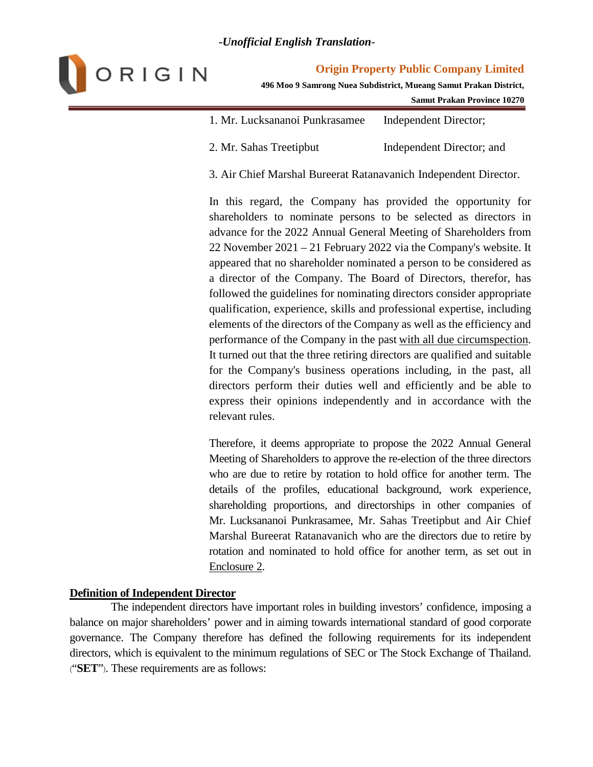1. Mr. Lucksananoi Punkrasamee Independent Director;

2. Mr. Sahas Treetipbut Independent Director; and

3. Air Chief Marshal Bureerat Ratanavanich Independent Director.

In this regard, the Company has provided the opportunity for shareholders to nominate persons to be selected as directors in advance for the 2022 Annual General Meeting of Shareholders from 22 November 2021 – 21 February 2022 via the Company's website. It appeared that no shareholder nominated a person to be considered as a director of the Company. The Board of Directors, therefor, has followed the guidelines for nominating directors consider appropriate qualification, experience, skills and professional expertise, including elements of the directors of the Company as well as the efficiency and performance of the Company in the past with all due circumspection. It turned out that the three retiring directors are qualified and suitable for the Company's business operations including, in the past, all directors perform their duties well and efficiently and be able to express their opinions independently and in accordance with the relevant rules.

Therefore, it deems appropriate to propose the 2022 Annual General Meeting of Shareholders to approve the re-election of the three directors who are due to retire by rotation to hold office for another term. The details of the profiles, educational background, work experience, shareholding proportions, and directorships in other companies of Mr. Lucksananoi Punkrasamee, Mr. Sahas Treetipbut and Air Chief Marshal Bureerat Ratanavanich who are the directors due to retire by rotation and nominated to hold office for another term, as set out in Enclosure 2.

**Definition of Independent Director**

The independent directors have important roles in building investors' confidence, imposing a balance on major shareholders' power and in aiming towards international standard of good corporate governance. The Company therefore has defined the following requirements for its independent directors, which is equivalent to the minimum regulations of SEC or The Stock Exchange of Thailand. ("**SET**"). These requirements are as follows: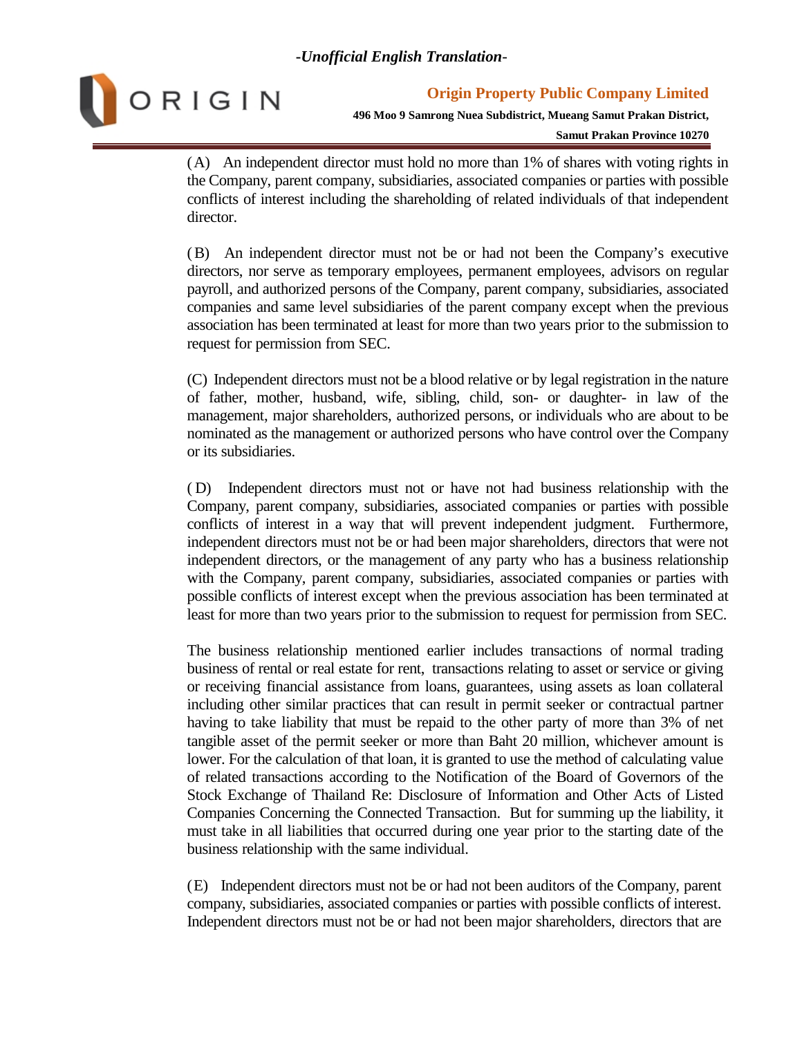(A) An independent director must hold no more than 1% of shares with voting rights in the Company, parent company, subsidiaries, associated companies or parties with possible conflicts of interest including the shareholding of related individuals of that independent director.

(B) An independent director must not be or had not been the Company's executive directors, nor serve as temporary employees, permanent employees, advisors on regular payroll, and authorized persons of the Company, parent company, subsidiaries, associated companies and same level subsidiaries of the parent company except when the previous association has been terminated at least for more than two years prior to the submission to request for permission from SEC.

(C) Independent directors must not be a blood relative or by legal registration in the nature of father, mother, husband, wife, sibling, child, son- or daughter- in law of the management, major shareholders, authorized persons, or individuals who are about to be nominated as the management or authorized persons who have control over the Company or its subsidiaries.

(D) Independent directors must not or have not had business relationship with the Company, parent company, subsidiaries, associated companies or parties with possible conflicts of interest in a way that will prevent independent judgment. Furthermore, independent directors must not be or had been major shareholders, directors that were not independent directors, or the management of any party who has a business relationship with the Company, parent company, subsidiaries, associated companies or parties with possible conflicts of interest except when the previous association has been terminated at least for more than two years prior to the submission to request for permission from SEC.

The business relationship mentioned earlier includes transactions of normal trading business of rental or real estate for rent, transactions relating to asset or service or giving or receiving financial assistance from loans, guarantees, using assets as loan collateral including other similar practices that can result in permit seeker or contractual partner having to take liability that must be repaid to the other party of more than 3% of net tangible asset of the permit seeker or more than Baht 20 million, whichever amount is lower. For the calculation of that loan, it is granted to use the method of calculating value of related transactions according to the Notification of the Board of Governors of the Stock Exchange of Thailand Re: Disclosure of Information and Other Acts of Listed Companies Concerning the Connected Transaction. But for summing up the liability, it must take in all liabilities that occurred during one year prior to the starting date of the business relationship with the same individual.

(E) Independent directors must not be or had not been auditors of the Company, parent company, subsidiaries, associated companies or parties with possible conflicts of interest. Independent directors must not be or had not been major shareholders, directors that are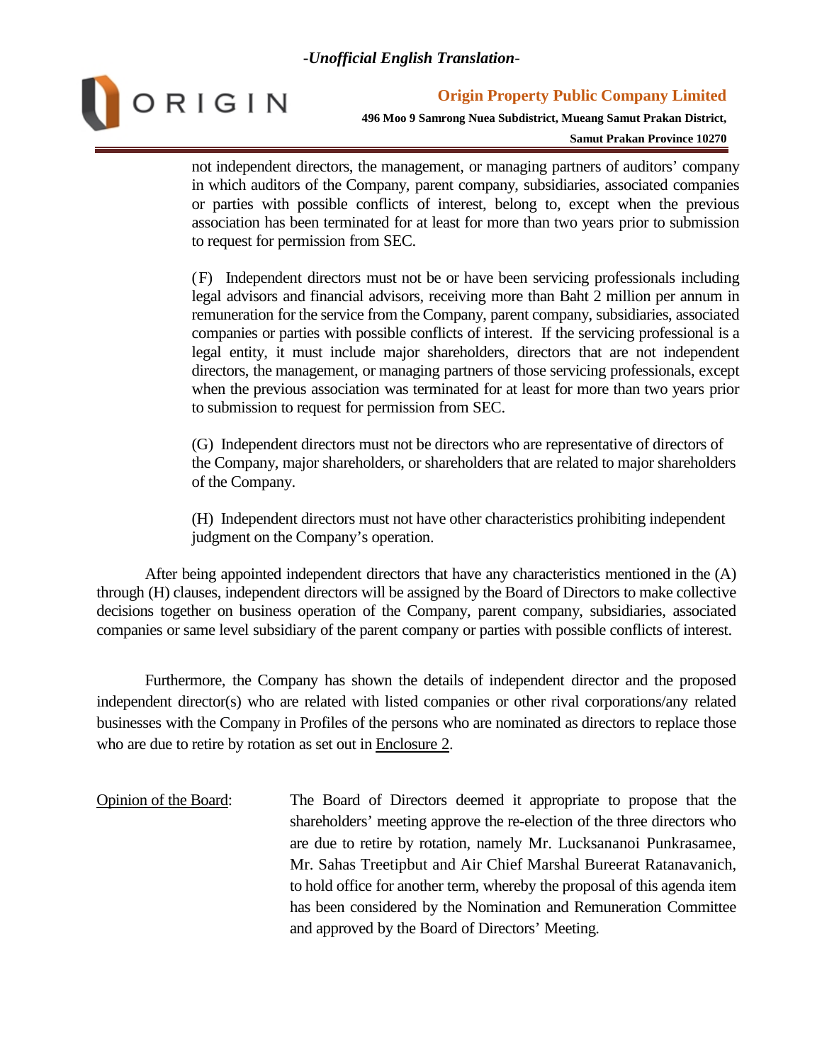not independent directors, the management, or managing partners of auditors' company in which auditors of the Company, parent company, subsidiaries, associated companies or parties with possible conflicts of interest, belong to, except when the previous association has been terminated for at least for more than two years prior to submission to request for permission from SEC.

(F) Independent directors must not be or have been servicing professionals including legal advisors and financial advisors, receiving more than Baht 2 million per annum in remuneration for the service from the Company, parent company, subsidiaries, associated companies or parties with possible conflicts of interest. If the servicing professional is a legal entity, it must include major shareholders, directors that are not independent directors, the management, or managing partners of those servicing professionals, except when the previous association was terminated for at least for more than two years prior to submission to request for permission from SEC.

(G) Independent directors must not be directors who are representative of directors of the Company, major shareholders, or shareholders that are related to major shareholders of the Company.

(H) Independent directors must not have other characteristics prohibiting independent judgment on the Company's operation.

After being appointed independent directors that have any characteristics mentioned in the (A) through (H) clauses, independent directors will be assigned by the Board of Directors to make collective decisions together on business operation of the Company, parent company, subsidiaries, associated companies or same level subsidiary of the parent company or parties with possible conflicts of interest.

Furthermore, the Company has shown the details of independent director and the proposed independent director(s) who are related with listed companies or other rival corporations/any related businesses with the Company in Profiles of the persons who are nominated as directors to replace those who are due to retire by rotation as set out in Enclosure 2.

Opinion of the Board: The Board of Directors deemed it appropriate to propose that the shareholders' meeting approve the re-election of the three directors who are due to retire by rotation, namely Mr. Lucksananoi Punkrasamee, Mr. Sahas Treetipbut and Air Chief Marshal Bureerat Ratanavanich, to hold office for another term, whereby the proposal of this agenda item has been considered by the Nomination and Remuneration Committee and approved by the Board of Directors' Meeting.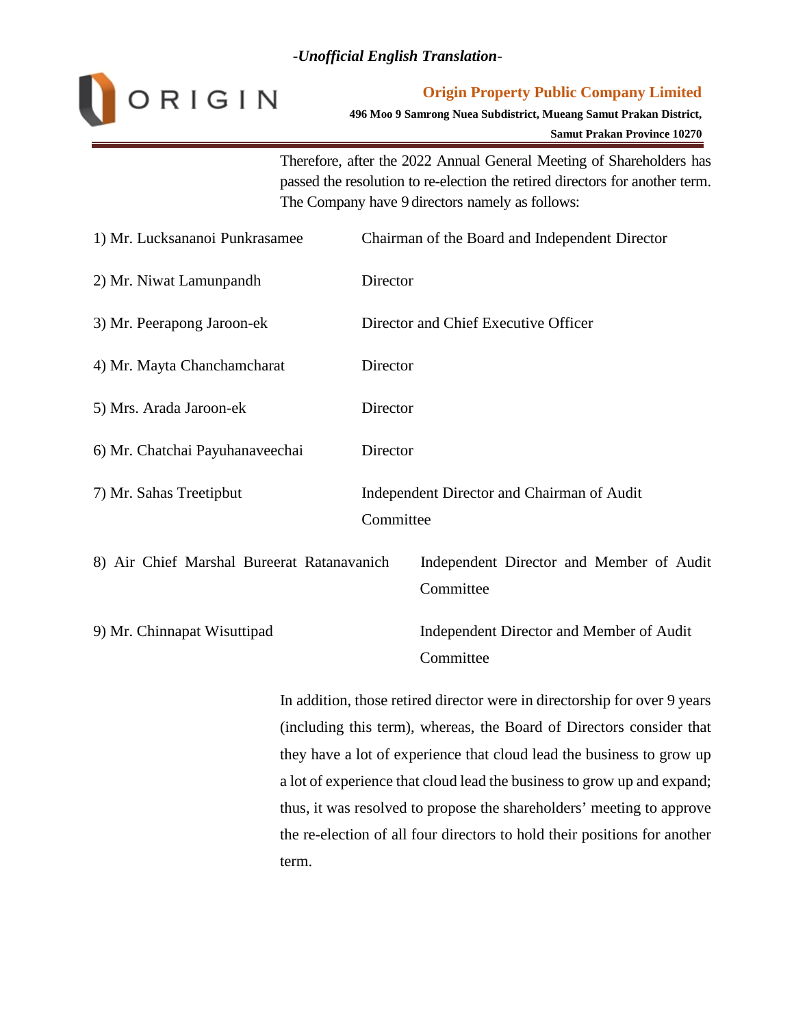*-Unofficial English Translation-*

Therefore, after the 2022 Annual General Meeting of Shareholders has passed the resolution to re-election the retired directors for another term. The Company have 9 directors namely as follows:

| | |
|---|---|
| 1) Mr. Lucksananoi Punkrasamee | Chairman of the Board and Independent Director |
| 2) Mr. Niwat Lamunpandh | Director |
| 3) Mr. Peerapong Jaroon-ek | Director and Chief Executive Officer |
| 4) Mr. Mayta Chanchamcharat | Director |
| 5) Mrs. Arada Jaroon-ek | Director |
| 6) Mr. Chatchai Payuhanaveechai | Director |
| 7) Mr. Sahas Treetipbut | Independent Director and Chairman of Audit Committee |
| 8) Air Chief Marshal Bureerat Ratanavanich | Independent Director and Member of Audit Committee |
| 9) Mr. Chinnapat Wisuttipad | Independent Director and Member of Audit Committee |

In addition, those retired director were in directorship for over 9 years (including this term), whereas, the Board of Directors consider that they have a lot of experience that cloud lead the business to grow up a lot of experience that cloud lead the business to grow up and expand; thus, it was resolved to propose the shareholders' meeting to approve the re-election of all four directors to hold their positions for another term.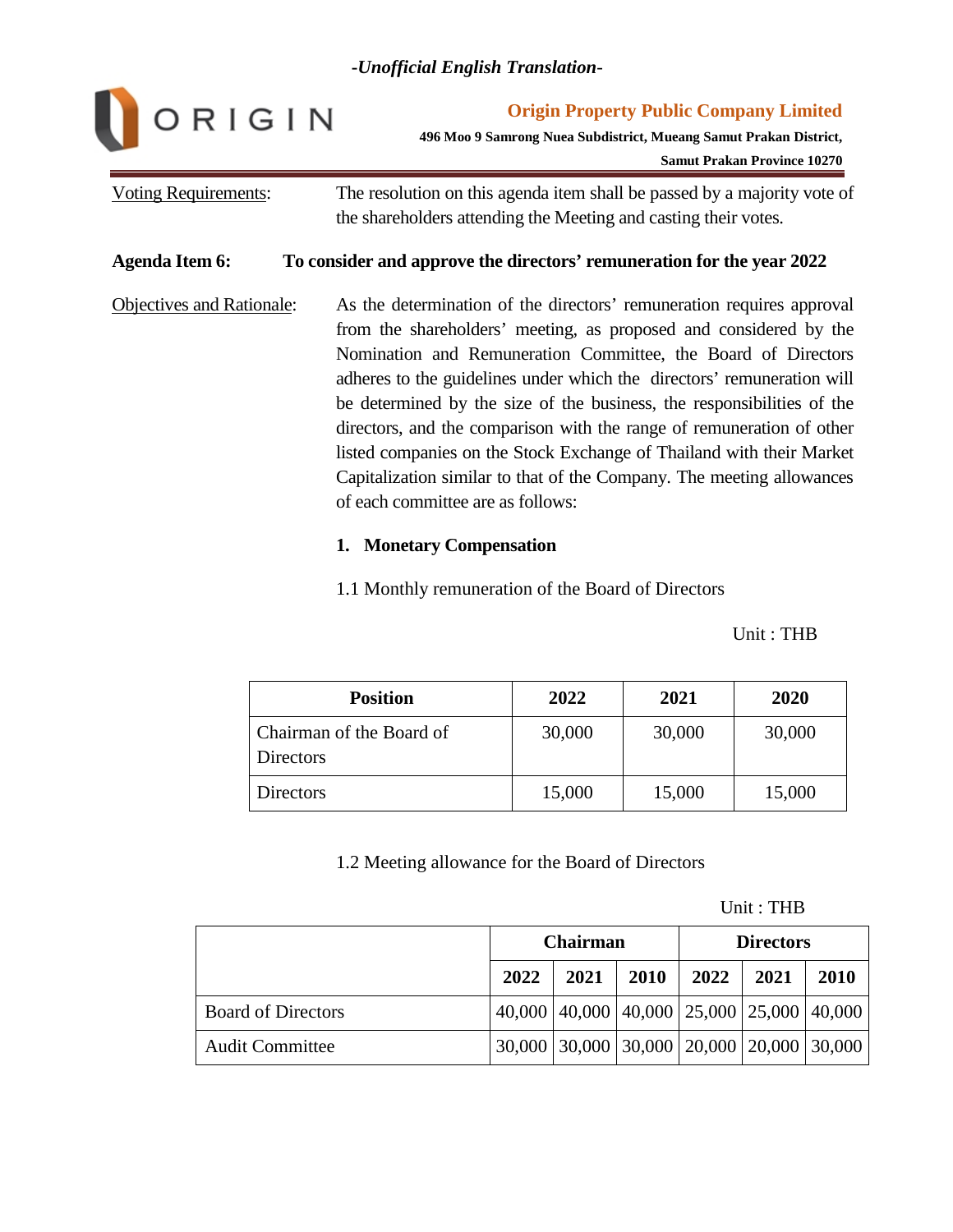*-Unofficial English Translation-*

Voting Requirements: The resolution on this agenda item shall be passed by a majority vote of the shareholders attending the Meeting and casting their votes.

**Agenda Item 6: To consider and approve the directors' remuneration for the year 2022**

Objectives and Rationale: As the determination of the directors' remuneration requires approval from the shareholders' meeting, as proposed and considered by the Nomination and Remuneration Committee, the Board of Directors adheres to the guidelines under which the directors' remuneration will be determined by the size of the business, the responsibilities of the directors, and the comparison with the range of remuneration of other listed companies on the Stock Exchange of Thailand with their Market Capitalization similar to that of the Company. The meeting allowances of each committee are as follows:

**1. Monetary Compensation**

1.1 Monthly remuneration of the Board of Directors

Unit : THB

| Position | 2022 | 2021 | 2020 |
|---|---|---|---|
| Chairman of the Board of Directors | 30,000 | 30,000 | 30,000 |
| Directors | 15,000 | 15,000 | 15,000 |

1.2 Meeting allowance for the Board of Directors

Unit : THB

| | Chairman | | | Directors | | |
|---|---|---|---|---|---|---|
| | 2022 | 2021 | 2010 | 2022 | 2021 | 2010 |
| Board of Directors | 40,000 | 40,000 | 40,000 | 25,000 | 25,000 | 40,000 |
| Audit Committee | 30,000 | 30,000 | 30,000 | 20,000 | 20,000 | 30,000 |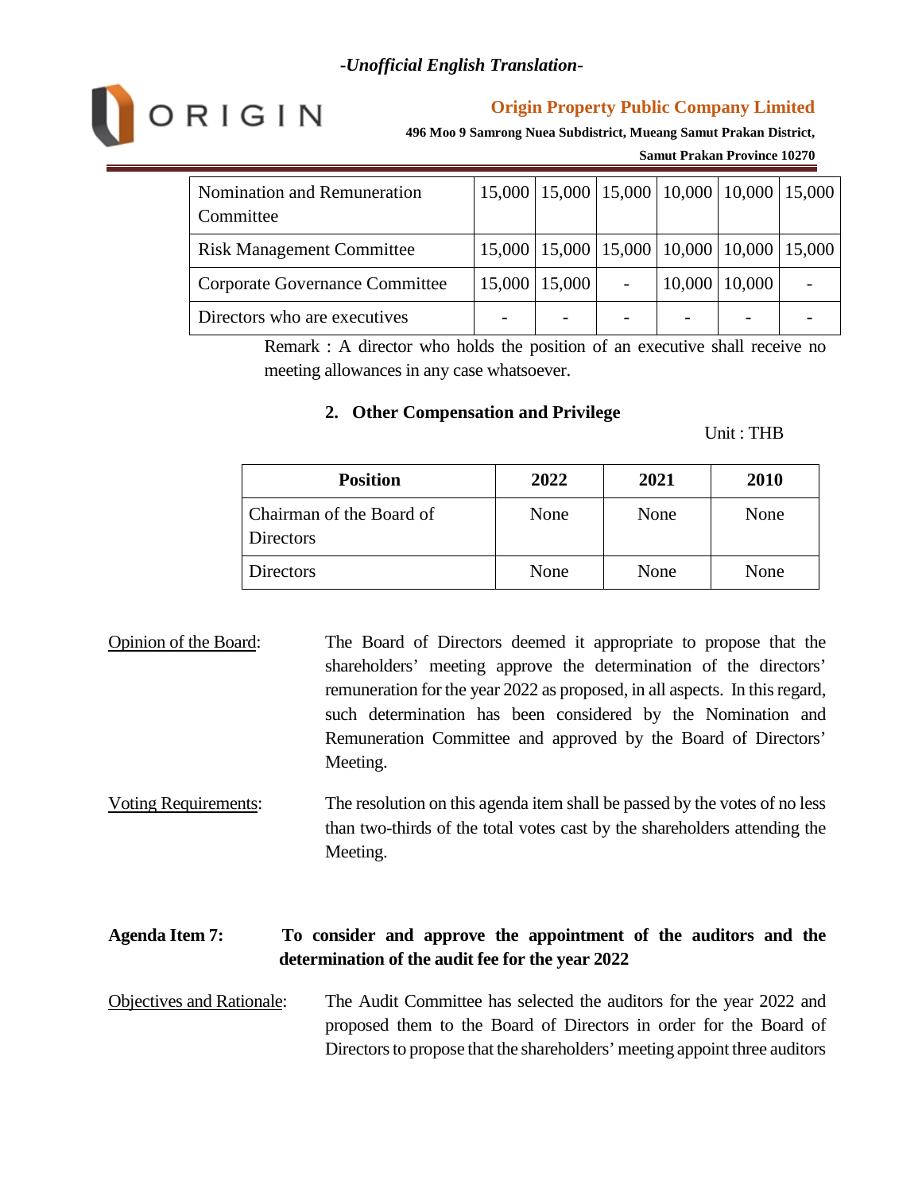*-Unofficial English Translation-*

| Nomination and Remuneration Committee | 15,000 | 15,000 | 15,000 | 10,000 | 10,000 | 15,000 |
|---|---|---|---|---|---|---|
| Risk Management Committee | 15,000 | 15,000 | 15,000 | 10,000 | 10,000 | 15,000 |
| Corporate Governance Committee | 15,000 | 15,000 | - | 10,000 | 10,000 | - |
| Directors who are executives | - | - | - | - | - | - |

Remark : A director who holds the position of an executive shall receive no meeting allowances in any case whatsoever.

**2. Other Compensation and Privilege**

Unit : THB

| Position | 2022 | 2021 | 2010 |
|---|---|---|---|
| Chairman of the Board of Directors | None | None | None |
| Directors | None | None | None |

Opinion of the Board: The Board of Directors deemed it appropriate to propose that the shareholders' meeting approve the determination of the directors' remuneration for the year 2022 as proposed, in all aspects. In this regard, such determination has been considered by the Nomination and Remuneration Committee and approved by the Board of Directors' Meeting.

Voting Requirements: The resolution on this agenda item shall be passed by the votes of no less than two-thirds of the total votes cast by the shareholders attending the Meeting.

**Agenda Item 7: To consider and approve the appointment of the auditors and the determination of the audit fee for the year 2022**

Objectives and Rationale: The Audit Committee has selected the auditors for the year 2022 and proposed them to the Board of Directors in order for the Board of Directors to propose that the shareholders' meeting appoint three auditors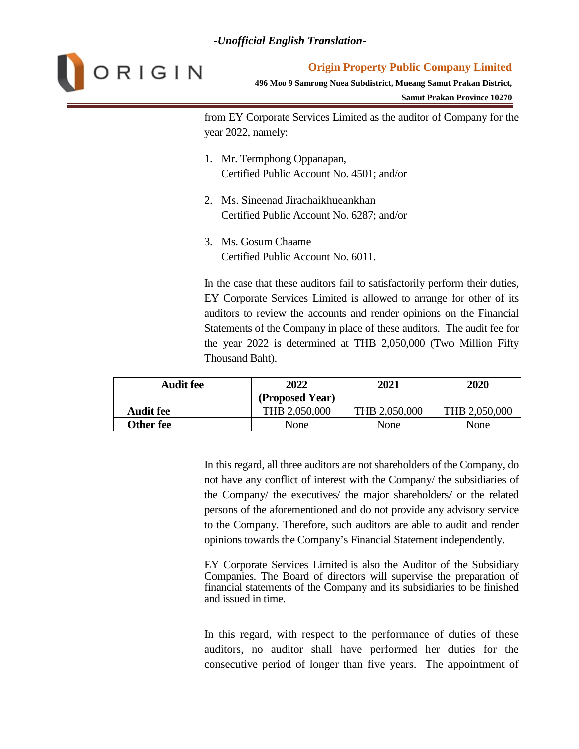from EY Corporate Services Limited as the auditor of Company for the year 2022, namely:

1. Mr. Termphong Oppanapan,
   Certified Public Account No. 4501; and/or

2. Ms. Sineenad Jirachaikhueankhan
   Certified Public Account No. 6287; and/or

3. Ms. Gosum Chaame
   Certified Public Account No. 6011.

In the case that these auditors fail to satisfactorily perform their duties, EY Corporate Services Limited is allowed to arrange for other of its auditors to review the accounts and render opinions on the Financial Statements of the Company in place of these auditors. The audit fee for the year 2022 is determined at THB 2,050,000 (Two Million Fifty Thousand Baht).

| Audit fee | 2022 (Proposed Year) | 2021 | 2020 |
|---|---|---|---|
| **Audit fee** | THB 2,050,000 | THB 2,050,000 | THB 2,050,000 |
| **Other fee** | None | None | None |

In this regard, all three auditors are not shareholders of the Company, do not have any conflict of interest with the Company/ the subsidiaries of the Company/ the executives/ the major shareholders/ or the related persons of the aforementioned and do not provide any advisory service to the Company. Therefore, such auditors are able to audit and render opinions towards the Company's Financial Statement independently.

EY Corporate Services Limited is also the Auditor of the Subsidiary Companies. The Board of directors will supervise the preparation of financial statements of the Company and its subsidiaries to be finished and issued in time.

In this regard, with respect to the performance of duties of these auditors, no auditor shall have performed her duties for the consecutive period of longer than five years. The appointment of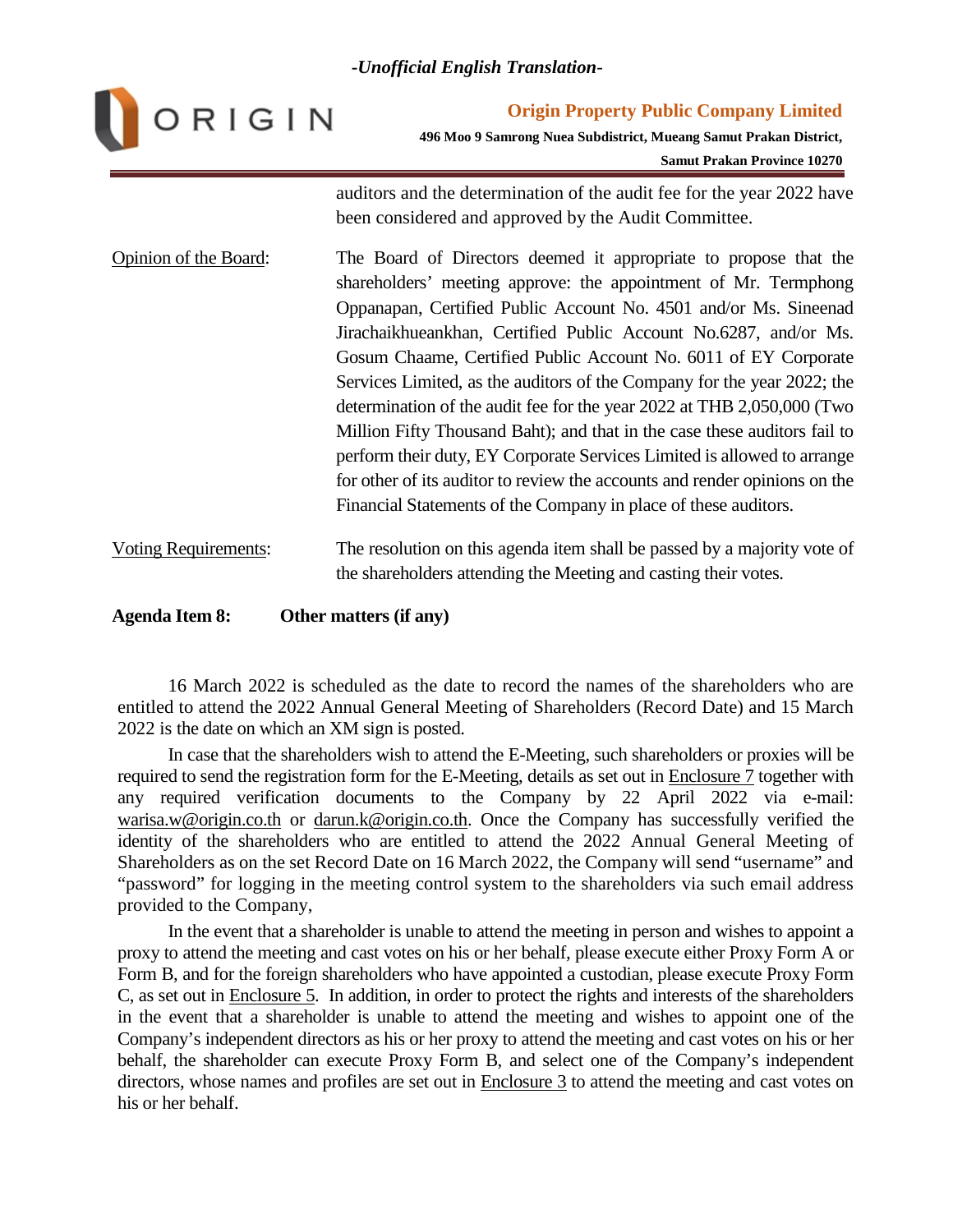auditors and the determination of the audit fee for the year 2022 have been considered and approved by the Audit Committee.

Opinion of the Board: The Board of Directors deemed it appropriate to propose that the shareholders' meeting approve: the appointment of Mr. Termphong Oppanapan, Certified Public Account No. 4501 and/or Ms. Sineenad Jirachaikhueankhan, Certified Public Account No.6287, and/or Ms. Gosum Chaame, Certified Public Account No. 6011 of EY Corporate Services Limited, as the auditors of the Company for the year 2022; the determination of the audit fee for the year 2022 at THB 2,050,000 (Two Million Fifty Thousand Baht); and that in the case these auditors fail to perform their duty, EY Corporate Services Limited is allowed to arrange for other of its auditor to review the accounts and render opinions on the Financial Statements of the Company in place of these auditors.

Voting Requirements: The resolution on this agenda item shall be passed by a majority vote of the shareholders attending the Meeting and casting their votes.

**Agenda Item 8: Other matters (if any)**

16 March 2022 is scheduled as the date to record the names of the shareholders who are entitled to attend the 2022 Annual General Meeting of Shareholders (Record Date) and 15 March 2022 is the date on which an XM sign is posted.

In case that the shareholders wish to attend the E-Meeting, such shareholders or proxies will be required to send the registration form for the E-Meeting, details as set out in Enclosure 7 together with any required verification documents to the Company by 22 April 2022 via e-mail: warisa.w@origin.co.th or darun.k@origin.co.th. Once the Company has successfully verified the identity of the shareholders who are entitled to attend the 2022 Annual General Meeting of Shareholders as on the set Record Date on 16 March 2022, the Company will send "username" and "password" for logging in the meeting control system to the shareholders via such email address provided to the Company,

In the event that a shareholder is unable to attend the meeting in person and wishes to appoint a proxy to attend the meeting and cast votes on his or her behalf, please execute either Proxy Form A or Form B, and for the foreign shareholders who have appointed a custodian, please execute Proxy Form C, as set out in Enclosure 5. In addition, in order to protect the rights and interests of the shareholders in the event that a shareholder is unable to attend the meeting and wishes to appoint one of the Company's independent directors as his or her proxy to attend the meeting and cast votes on his or her behalf, the shareholder can execute Proxy Form B, and select one of the Company's independent directors, whose names and profiles are set out in Enclosure 3 to attend the meeting and cast votes on his or her behalf.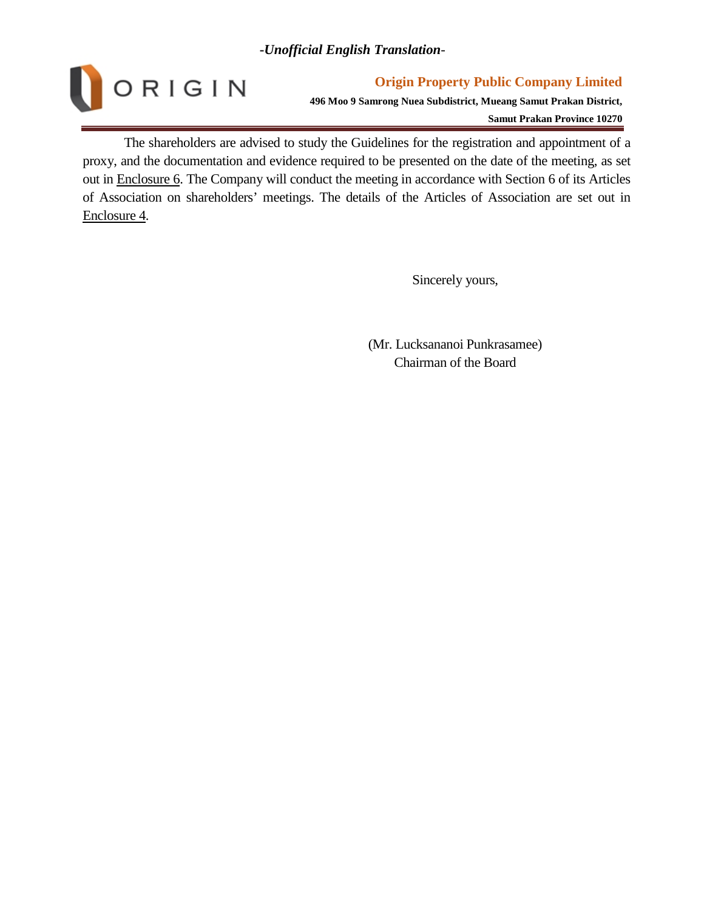The shareholders are advised to study the Guidelines for the registration and appointment of a proxy, and the documentation and evidence required to be presented on the date of the meeting, as set out in Enclosure 6. The Company will conduct the meeting in accordance with Section 6 of its Articles of Association on shareholders' meetings. The details of the Articles of Association are set out in Enclosure 4.

Sincerely yours,

(Mr. Lucksananoi Punkrasamee)
Chairman of the Board